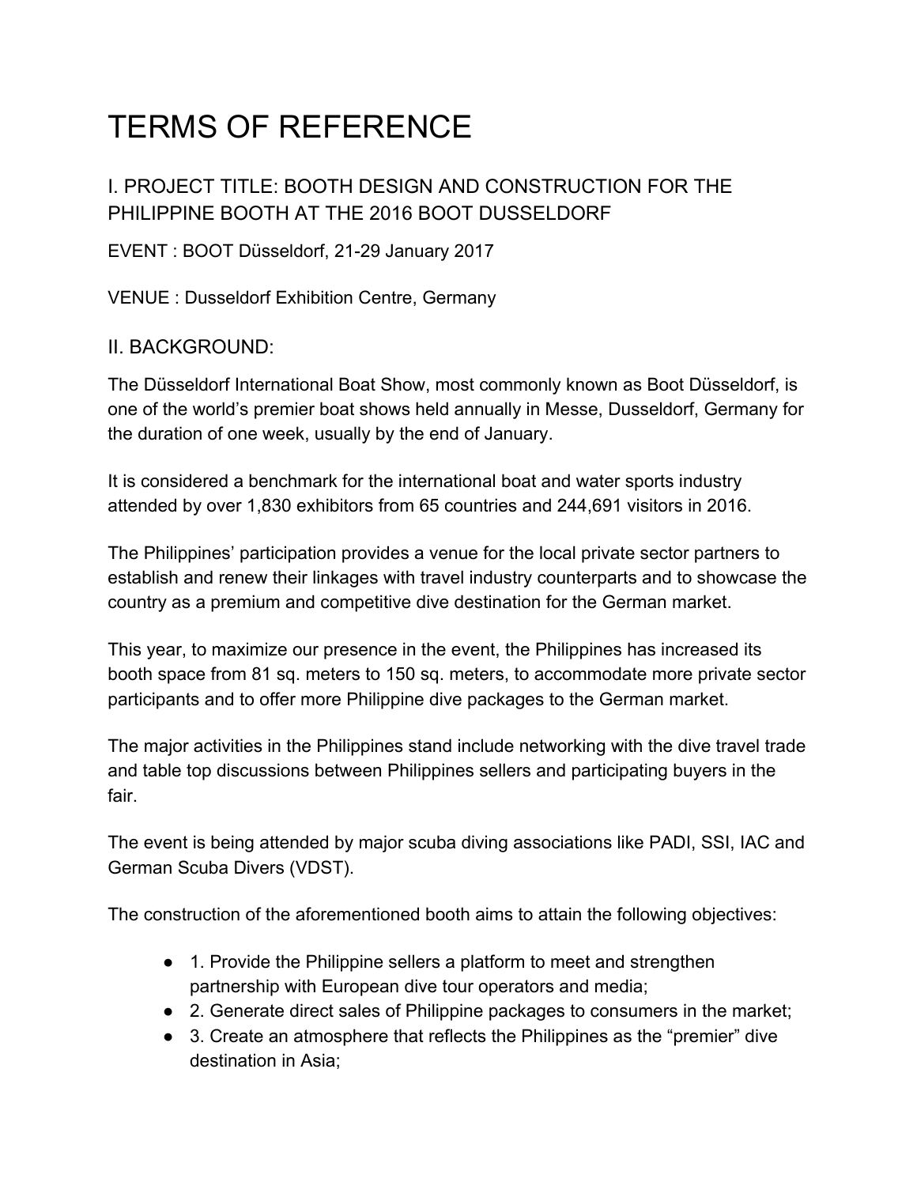# TERMS OF REFERENCE

## I. PROJECT TITLE: BOOTH DESIGN AND CONSTRUCTION FOR THE PHILIPPINE BOOTH AT THE 2016 BOOT DUSSELDORF

EVENT : BOOT Düsseldorf, 21-29 January 2017

VENUE : Dusseldorf Exhibition Centre, Germany

## II. BACKGROUND:

The Düsseldorf International Boat Show, most commonly known as Boot Düsseldorf, is one of the world's premier boat shows held annually in Messe, Dusseldorf, Germany for the duration of one week, usually by the end of January.

It is considered a benchmark for the international boat and water sports industry attended by over 1,830 exhibitors from 65 countries and 244,691 visitors in 2016.

The Philippines' participation provides a venue for the local private sector partners to establish and renew their linkages with travel industry counterparts and to showcase the country as a premium and competitive dive destination for the German market.

This year, to maximize our presence in the event, the Philippines has increased its booth space from 81 sq. meters to 150 sq. meters, to accommodate more private sector participants and to offer more Philippine dive packages to the German market.

The major activities in the Philippines stand include networking with the dive travel trade and table top discussions between Philippines sellers and participating buyers in the fair.

The event is being attended by major scuba diving associations like PADI, SSI, IAC and German Scuba Divers (VDST).

The construction of the aforementioned booth aims to attain the following objectives:

- 1. Provide the Philippine sellers a platform to meet and strengthen partnership with European dive tour operators and media;
- 2. Generate direct sales of Philippine packages to consumers in the market;
- 3. Create an atmosphere that reflects the Philippines as the "premier" dive destination in Asia;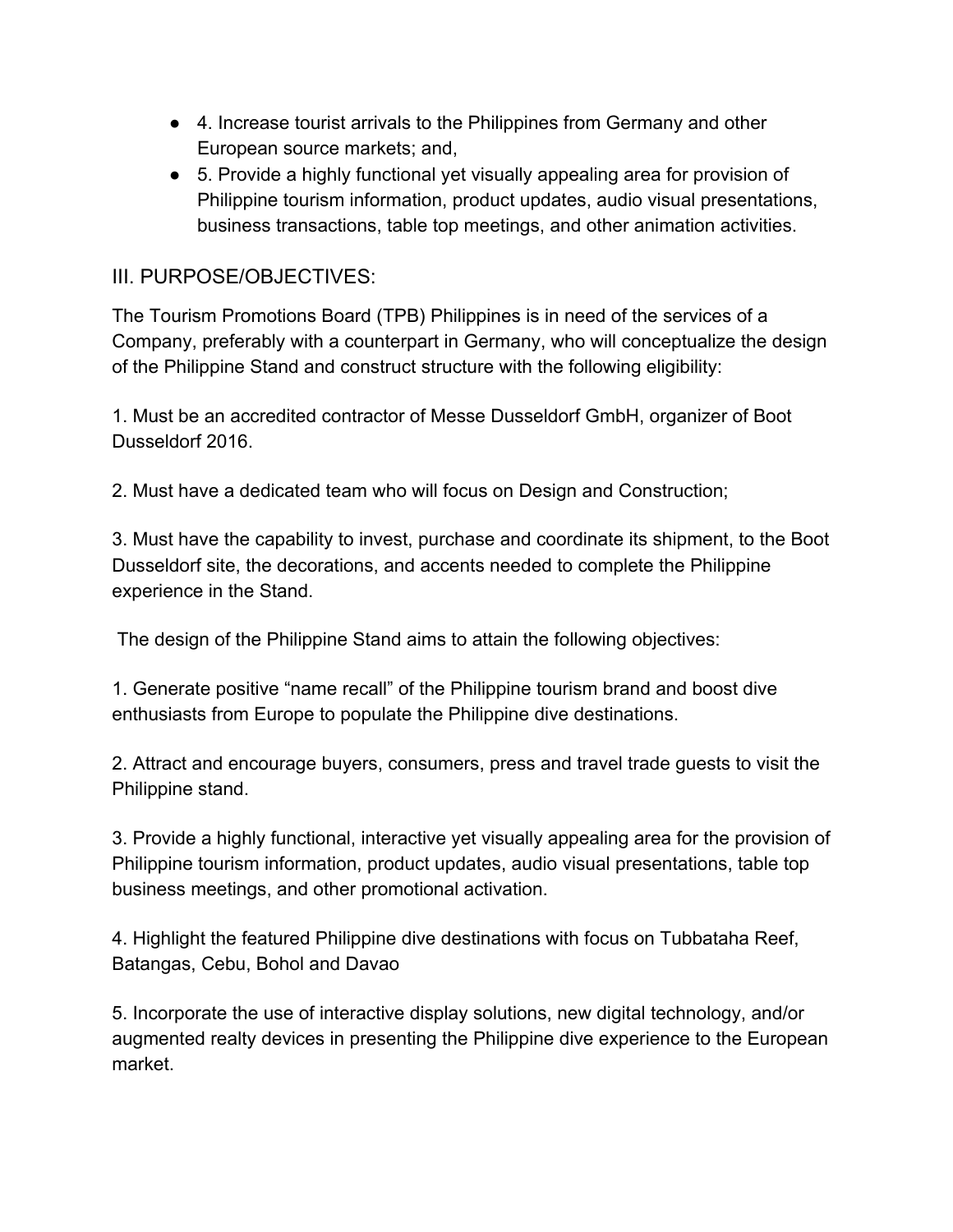- 4. Increase tourist arrivals to the Philippines from Germany and other European source markets; and,
- 5. Provide a highly functional yet visually appealing area for provision of Philippine tourism information, product updates, audio visual presentations, business transactions, table top meetings, and other animation activities.

## III. PURPOSE/OBJECTIVES:

The Tourism Promotions Board (TPB) Philippines is in need of the services of a Company, preferably with a counterpart in Germany, who will conceptualize the design of the Philippine Stand and construct structure with the following eligibility:

1. Must be an accredited contractor of Messe Dusseldorf GmbH, organizer of Boot Dusseldorf 2016.

2. Must have a dedicated team who will focus on Design and Construction;

3. Must have the capability to invest, purchase and coordinate its shipment, to the Boot Dusseldorf site, the decorations, and accents needed to complete the Philippine experience in the Stand.

The design of the Philippine Stand aims to attain the following objectives:

1. Generate positive "name recall" of the Philippine tourism brand and boost dive enthusiasts from Europe to populate the Philippine dive destinations.

2. Attract and encourage buyers, consumers, press and travel trade guests to visit the Philippine stand.

3. Provide a highly functional, interactive yet visually appealing area for the provision of Philippine tourism information, product updates, audio visual presentations, table top business meetings, and other promotional activation.

4. Highlight the featured Philippine dive destinations with focus on Tubbataha Reef, Batangas, Cebu, Bohol and Davao

5. Incorporate the use of interactive display solutions, new digital technology, and/or augmented realty devices in presenting the Philippine dive experience to the European market.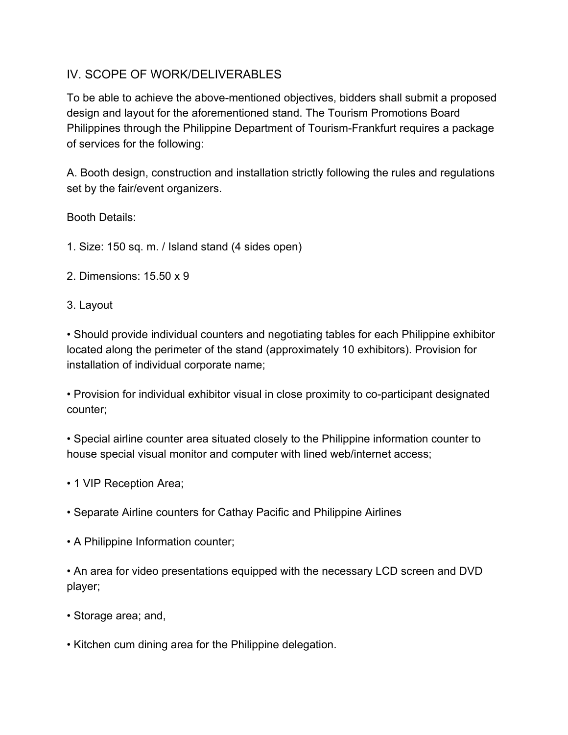## IV. SCOPE OF WORK/DELIVERABLES

To be able to achieve the above-mentioned objectives, bidders shall submit a proposed design and layout for the aforementioned stand. The Tourism Promotions Board Philippines through the Philippine Department of Tourism-Frankfurt requires a package of services for the following:

A. Booth design, construction and installation strictly following the rules and regulations set by the fair/event organizers.

Booth Details:

1. Size: 150 sq. m. / Island stand (4 sides open)

2. Dimensions: 15.50 x 9

3. Layout

- Should provide individual counters and negotiating tables for each Philippine exhibitor located along the perimeter of the stand (approximately 10 exhibitors). Provision for installation of individual corporate name;

- Provision for individual exhibitor visual in close proximity to co-participant designated counter;

- Special airline counter area situated closely to the Philippine information counter to house special visual monitor and computer with lined web/internet access;

- 1 VIP Reception Area;

- Separate Airline counters for Cathay Pacific and Philippine Airlines

- A Philippine Information counter;

- An area for video presentations equipped with the necessary LCD screen and DVD player;

- Storage area; and,

- Kitchen cum dining area for the Philippine delegation.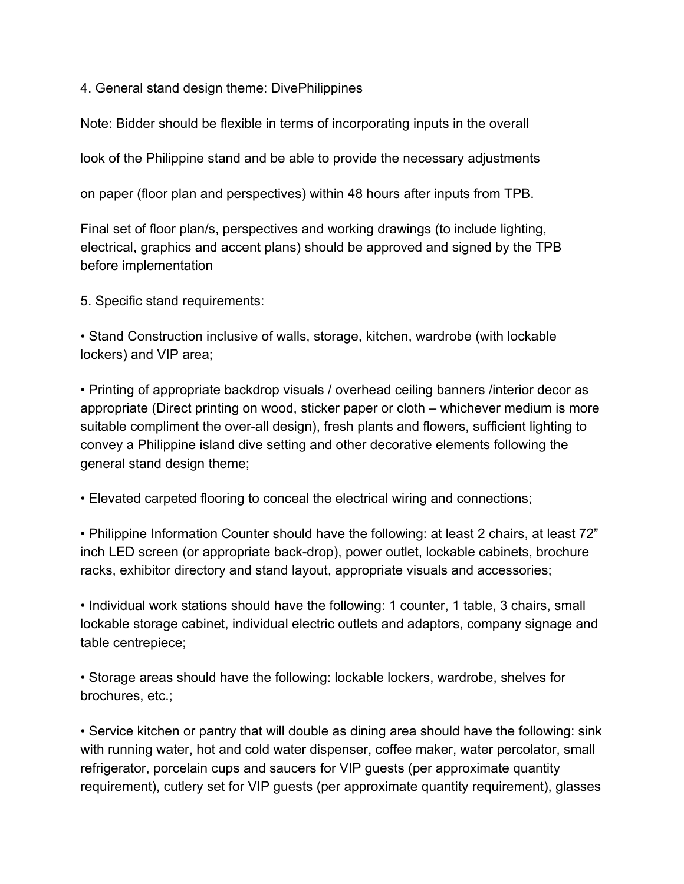4. General stand design theme: DivePhilippines

Note: Bidder should be flexible in terms of incorporating inputs in the overall look of the Philippine stand and be able to provide the necessary adjustments on paper (floor plan and perspectives) within 48 hours after inputs from TPB.

Final set of floor plan/s, perspectives and working drawings (to include lighting, electrical, graphics and accent plans) should be approved and signed by the TPB before implementation

5. Specific stand requirements:

- Stand Construction inclusive of walls, storage, kitchen, wardrobe (with lockable lockers) and VIP area;

- Printing of appropriate backdrop visuals / overhead ceiling banners /interior decor as appropriate (Direct printing on wood, sticker paper or cloth – whichever medium is more suitable compliment the over-all design), fresh plants and flowers, sufficient lighting to convey a Philippine island dive setting and other decorative elements following the general stand design theme;

- Elevated carpeted flooring to conceal the electrical wiring and connections;

- Philippine Information Counter should have the following: at least 2 chairs, at least 72" inch LED screen (or appropriate back-drop), power outlet, lockable cabinets, brochure racks, exhibitor directory and stand layout, appropriate visuals and accessories;

- Individual work stations should have the following: 1 counter, 1 table, 3 chairs, small lockable storage cabinet, individual electric outlets and adaptors, company signage and table centrepiece;

- Storage areas should have the following: lockable lockers, wardrobe, shelves for brochures, etc.;

- Service kitchen or pantry that will double as dining area should have the following: sink with running water, hot and cold water dispenser, coffee maker, water percolator, small refrigerator, porcelain cups and saucers for VIP guests (per approximate quantity requirement), cutlery set for VIP guests (per approximate quantity requirement), glasses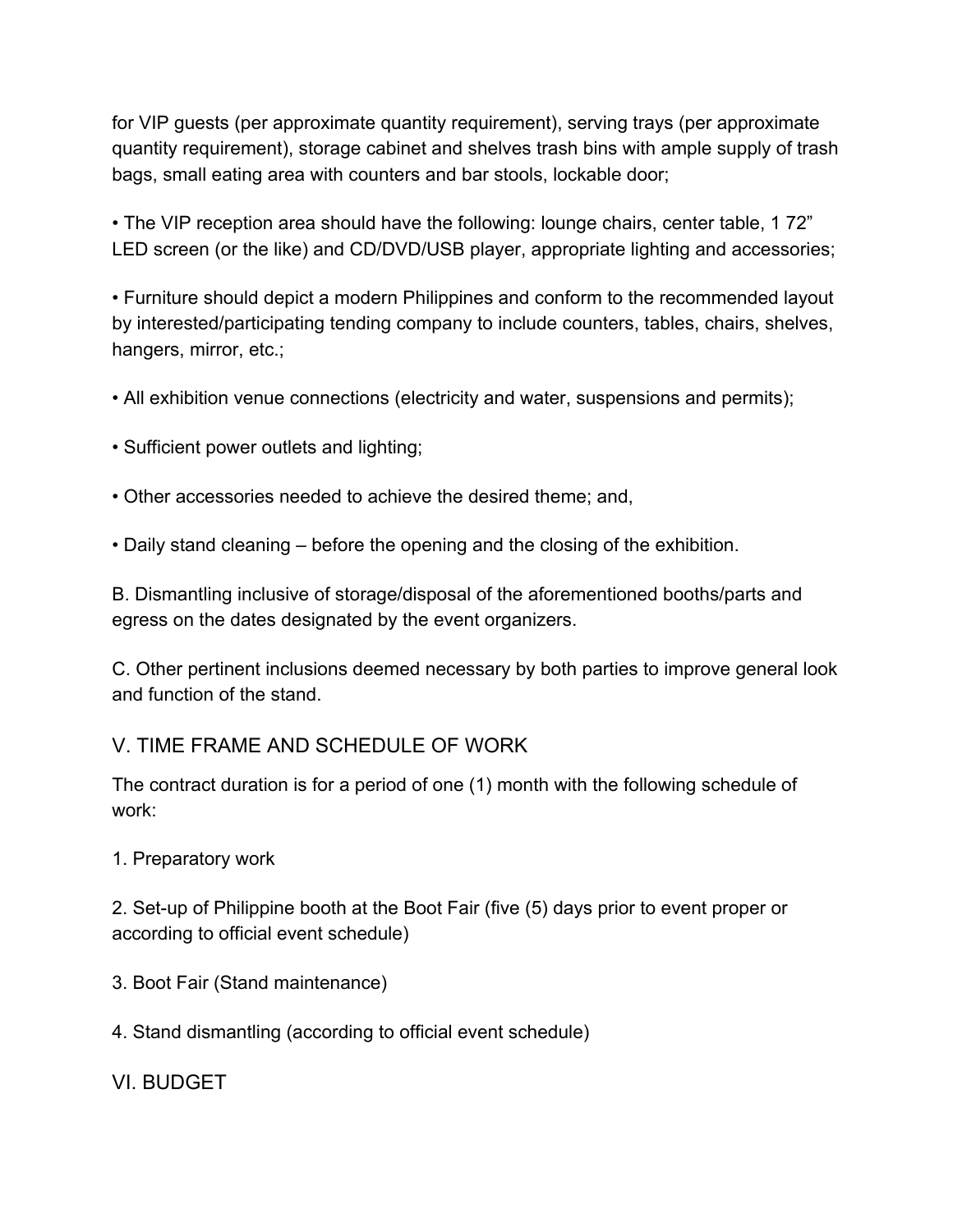for VIP guests (per approximate quantity requirement), serving trays (per approximate quantity requirement), storage cabinet and shelves trash bins with ample supply of trash bags, small eating area with counters and bar stools, lockable door;

• The VIP reception area should have the following: lounge chairs, center table, 1 72" LED screen (or the like) and CD/DVD/USB player, appropriate lighting and accessories;

• Furniture should depict a modern Philippines and conform to the recommended layout by interested/participating tending company to include counters, tables, chairs, shelves, hangers, mirror, etc.;

• All exhibition venue connections (electricity and water, suspensions and permits);

• Sufficient power outlets and lighting;

• Other accessories needed to achieve the desired theme; and,

• Daily stand cleaning – before the opening and the closing of the exhibition.

B. Dismantling inclusive of storage/disposal of the aforementioned booths/parts and egress on the dates designated by the event organizers.

C. Other pertinent inclusions deemed necessary by both parties to improve general look and function of the stand.

## V. TIME FRAME AND SCHEDULE OF WORK

The contract duration is for a period of one (1) month with the following schedule of work:

1. Preparatory work

2. Set-up of Philippine booth at the Boot Fair (five (5) days prior to event proper or according to official event schedule)

3. Boot Fair (Stand maintenance)

4. Stand dismantling (according to official event schedule)

## VI. BUDGET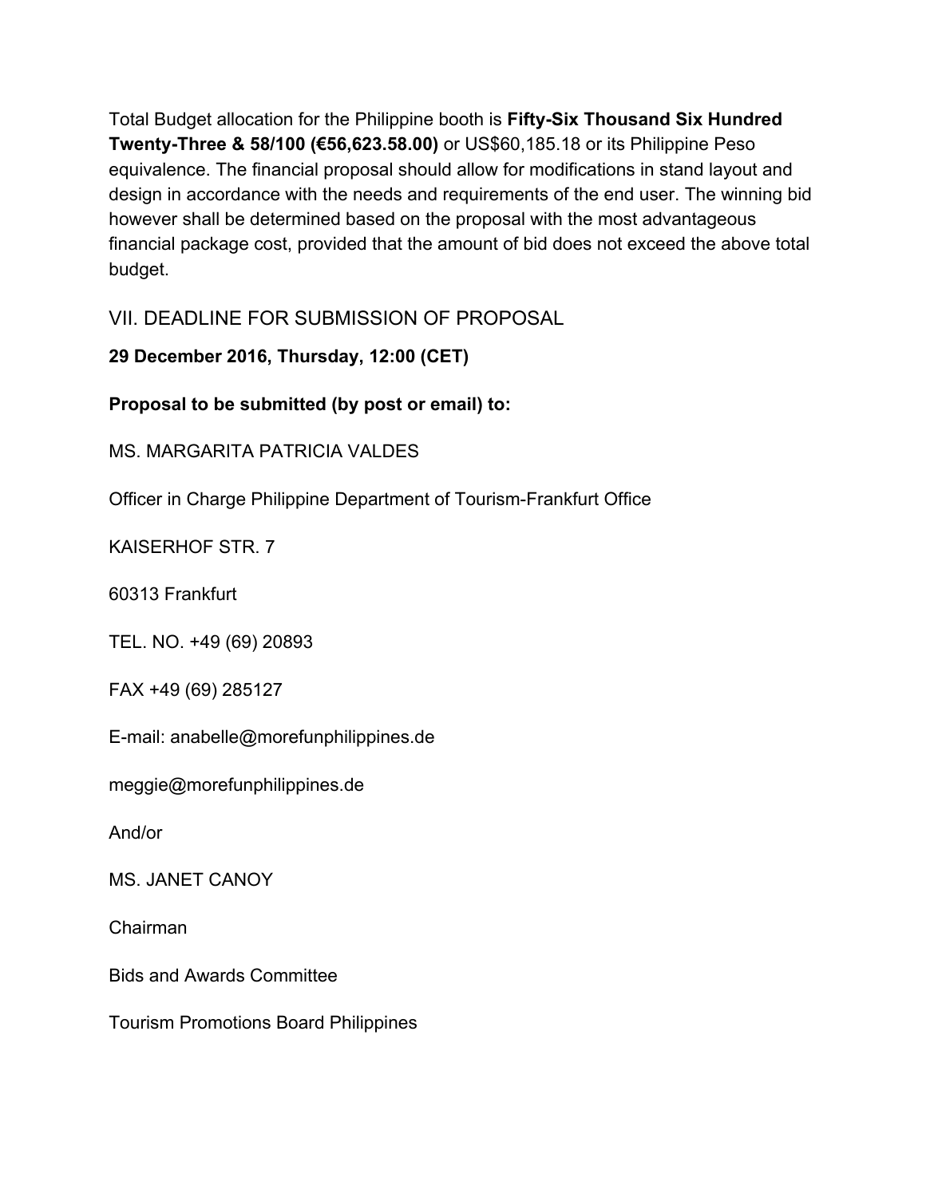Total Budget allocation for the Philippine booth is **Fifty-Six Thousand Six Hundred Twenty-Three & 58/100 (€56,623.58.00)** or US$60,185.18 or its Philippine Peso equivalence. The financial proposal should allow for modifications in stand layout and design in accordance with the needs and requirements of the end user. The winning bid however shall be determined based on the proposal with the most advantageous financial package cost, provided that the amount of bid does not exceed the above total budget.

## VII. DEADLINE FOR SUBMISSION OF PROPOSAL

**29 December 2016, Thursday, 12:00 (CET)**

**Proposal to be submitted (by post or email) to:**

MS. MARGARITA PATRICIA VALDES

Officer in Charge Philippine Department of Tourism-Frankfurt Office

KAISERHOF STR. 7

60313 Frankfurt

TEL. NO. +49 (69) 20893

FAX +49 (69) 285127

E-mail: anabelle@morefunphilippines.de

meggie@morefunphilippines.de

And/or

MS. JANET CANOY

Chairman

Bids and Awards Committee

Tourism Promotions Board Philippines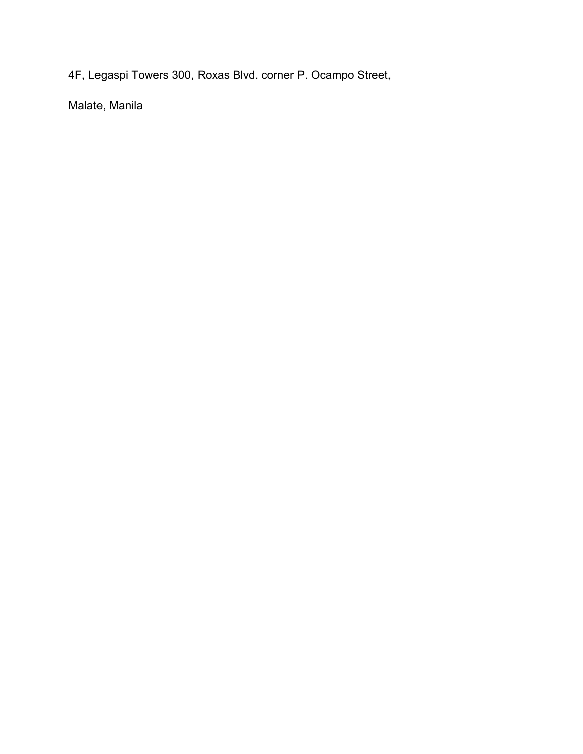4F, Legaspi Towers 300, Roxas Blvd. corner P. Ocampo Street,

Malate, Manila